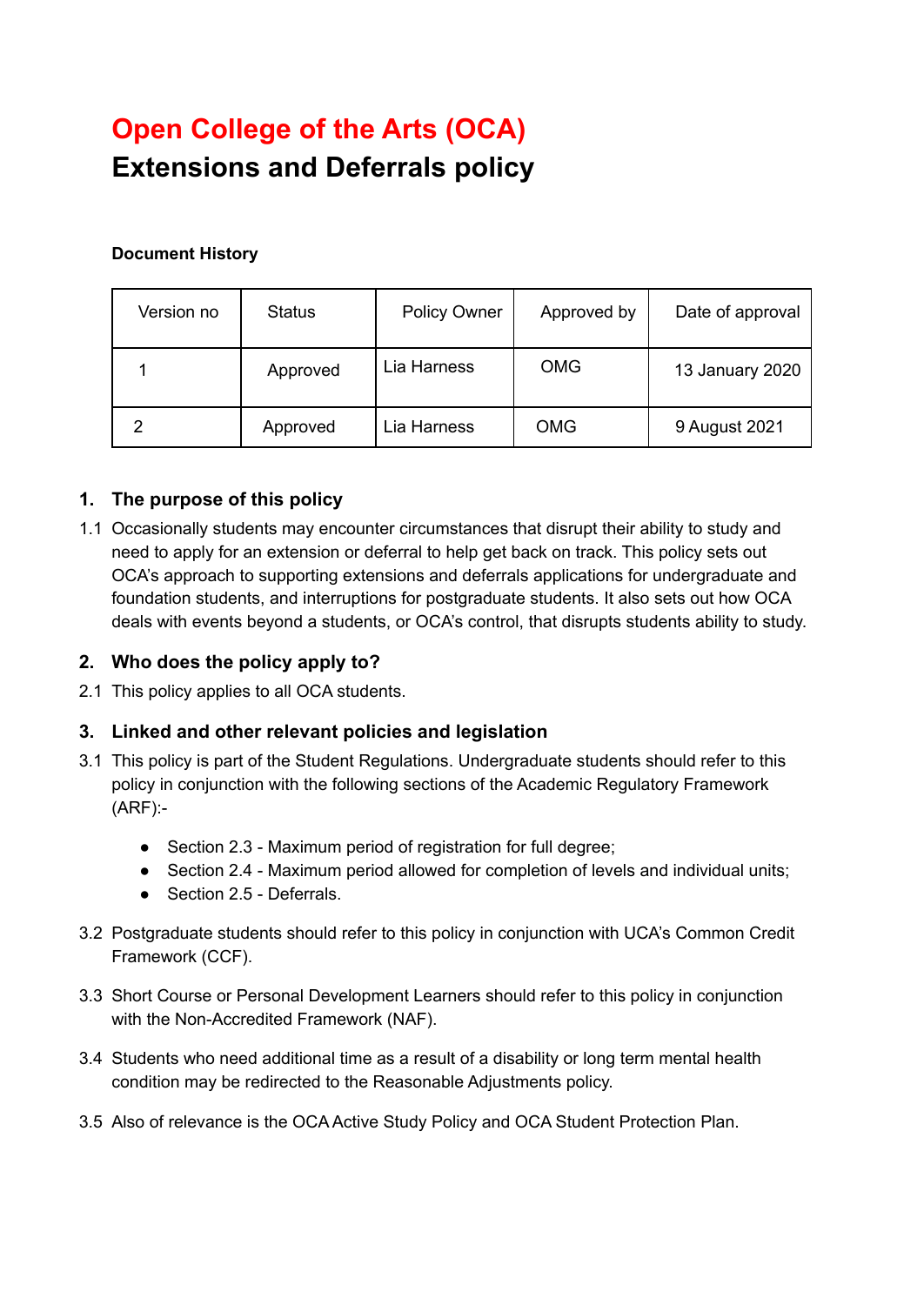# Open College of the Arts (OCA)
# Extensions and Deferrals policy

**Document History**

| Version no | Status | Policy Owner | Approved by | Date of approval |
|---|---|---|---|---|
| 1 | Approved | Lia Harness | OMG | 13 January 2020 |
| 2 | Approved | Lia Harness | OMG | 9 August 2021 |

## 1. The purpose of this policy

1.1 Occasionally students may encounter circumstances that disrupt their ability to study and need to apply for an extension or deferral to help get back on track. This policy sets out OCA's approach to supporting extensions and deferrals applications for undergraduate and foundation students, and interruptions for postgraduate students. It also sets out how OCA deals with events beyond a students, or OCA's control, that disrupts students ability to study.

## 2. Who does the policy apply to?

2.1 This policy applies to all OCA students.

## 3. Linked and other relevant policies and legislation

3.1 This policy is part of the Student Regulations. Undergraduate students should refer to this policy in conjunction with the following sections of the Academic Regulatory Framework (ARF):-

- Section 2.3 - Maximum period of registration for full degree;
- Section 2.4 - Maximum period allowed for completion of levels and individual units;
- Section 2.5 - Deferrals.

3.2 Postgraduate students should refer to this policy in conjunction with UCA's Common Credit Framework (CCF).

3.3 Short Course or Personal Development Learners should refer to this policy in conjunction with the Non-Accredited Framework (NAF).

3.4 Students who need additional time as a result of a disability or long term mental health condition may be redirected to the Reasonable Adjustments policy.

3.5 Also of relevance is the OCA Active Study Policy and OCA Student Protection Plan.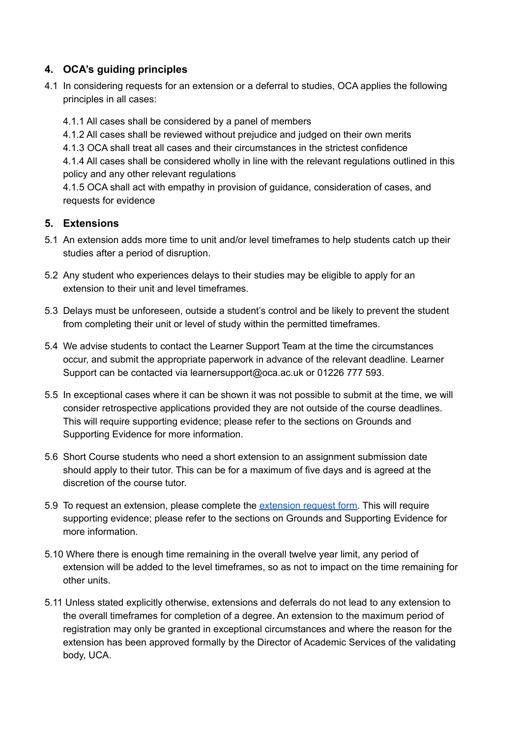## 4. OCA's guiding principles

4.1 In considering requests for an extension or a deferral to studies, OCA applies the following principles in all cases:

4.1.1 All cases shall be considered by a panel of members
4.1.2 All cases shall be reviewed without prejudice and judged on their own merits
4.1.3 OCA shall treat all cases and their circumstances in the strictest confidence
4.1.4 All cases shall be considered wholly in line with the relevant regulations outlined in this policy and any other relevant regulations
4.1.5 OCA shall act with empathy in provision of guidance, consideration of cases, and requests for evidence

## 5. Extensions

5.1 An extension adds more time to unit and/or level timeframes to help students catch up their studies after a period of disruption.

5.2 Any student who experiences delays to their studies may be eligible to apply for an extension to their unit and level timeframes.

5.3 Delays must be unforeseen, outside a student's control and be likely to prevent the student from completing their unit or level of study within the permitted timeframes.

5.4 We advise students to contact the Learner Support Team at the time the circumstances occur, and submit the appropriate paperwork in advance of the relevant deadline. Learner Support can be contacted via learnersupport@oca.ac.uk or 01226 777 593.

5.5 In exceptional cases where it can be shown it was not possible to submit at the time, we will consider retrospective applications provided they are not outside of the course deadlines. This will require supporting evidence; please refer to the sections on Grounds and Supporting Evidence for more information.

5.6 Short Course students who need a short extension to an assignment submission date should apply to their tutor. This can be for a maximum of five days and is agreed at the discretion of the course tutor.

5.9 To request an extension, please complete the extension request form. This will require supporting evidence; please refer to the sections on Grounds and Supporting Evidence for more information.

5.10 Where there is enough time remaining in the overall twelve year limit, any period of extension will be added to the level timeframes, so as not to impact on the time remaining for other units.

5.11 Unless stated explicitly otherwise, extensions and deferrals do not lead to any extension to the overall timeframes for completion of a degree. An extension to the maximum period of registration may only be granted in exceptional circumstances and where the reason for the extension has been approved formally by the Director of Academic Services of the validating body, UCA.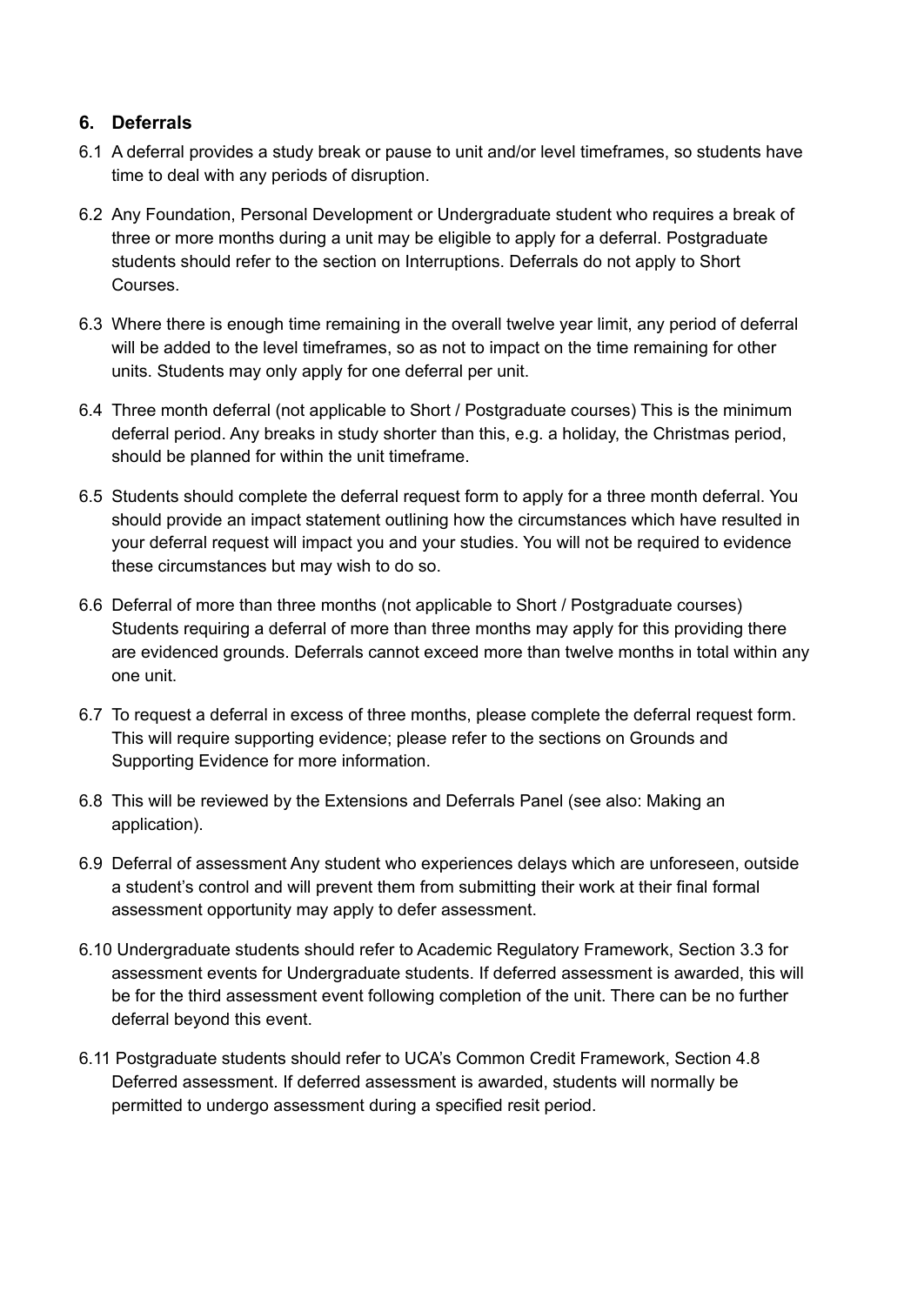## 6. Deferrals

6.1 A deferral provides a study break or pause to unit and/or level timeframes, so students have time to deal with any periods of disruption.

6.2 Any Foundation, Personal Development or Undergraduate student who requires a break of three or more months during a unit may be eligible to apply for a deferral. Postgraduate students should refer to the section on Interruptions. Deferrals do not apply to Short Courses.

6.3 Where there is enough time remaining in the overall twelve year limit, any period of deferral will be added to the level timeframes, so as not to impact on the time remaining for other units. Students may only apply for one deferral per unit.

6.4 Three month deferral (not applicable to Short / Postgraduate courses) This is the minimum deferral period. Any breaks in study shorter than this, e.g. a holiday, the Christmas period, should be planned for within the unit timeframe.

6.5 Students should complete the deferral request form to apply for a three month deferral. You should provide an impact statement outlining how the circumstances which have resulted in your deferral request will impact you and your studies. You will not be required to evidence these circumstances but may wish to do so.

6.6 Deferral of more than three months (not applicable to Short / Postgraduate courses) Students requiring a deferral of more than three months may apply for this providing there are evidenced grounds. Deferrals cannot exceed more than twelve months in total within any one unit.

6.7 To request a deferral in excess of three months, please complete the deferral request form. This will require supporting evidence; please refer to the sections on Grounds and Supporting Evidence for more information.

6.8 This will be reviewed by the Extensions and Deferrals Panel (see also: Making an application).

6.9 Deferral of assessment Any student who experiences delays which are unforeseen, outside a student's control and will prevent them from submitting their work at their final formal assessment opportunity may apply to defer assessment.

6.10 Undergraduate students should refer to Academic Regulatory Framework, Section 3.3 for assessment events for Undergraduate students. If deferred assessment is awarded, this will be for the third assessment event following completion of the unit. There can be no further deferral beyond this event.

6.11 Postgraduate students should refer to UCA's Common Credit Framework, Section 4.8 Deferred assessment. If deferred assessment is awarded, students will normally be permitted to undergo assessment during a specified resit period.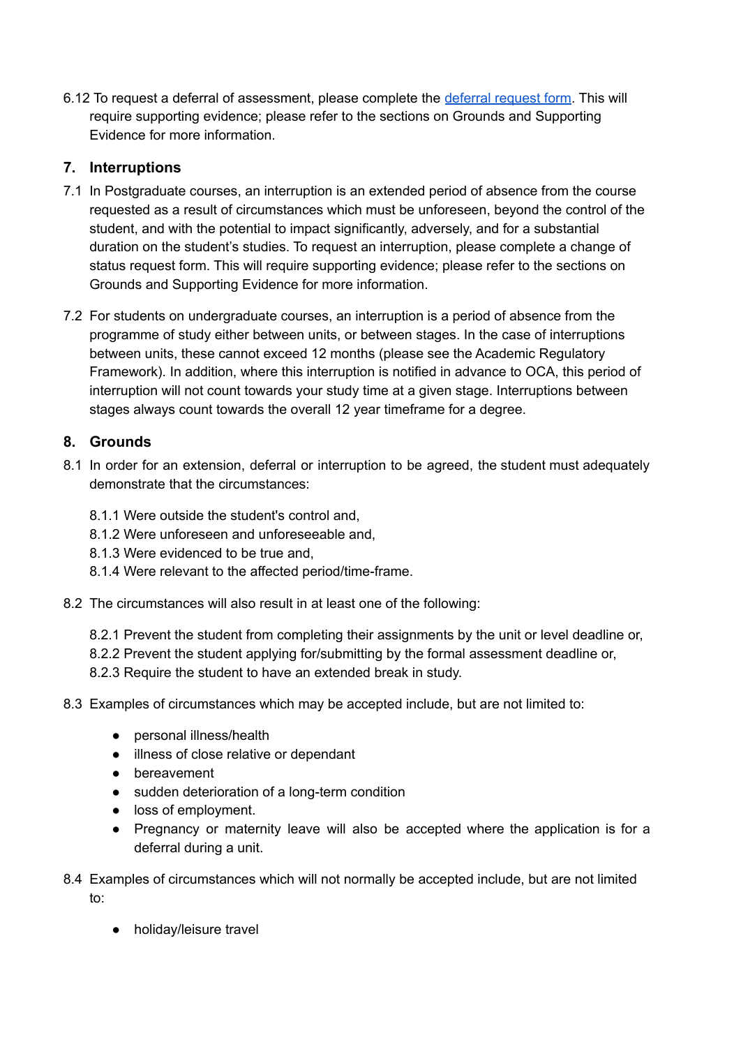6.12 To request a deferral of assessment, please complete the [deferral request form](). This will require supporting evidence; please refer to the sections on Grounds and Supporting Evidence for more information.

## 7. Interruptions

7.1 In Postgraduate courses, an interruption is an extended period of absence from the course requested as a result of circumstances which must be unforeseen, beyond the control of the student, and with the potential to impact significantly, adversely, and for a substantial duration on the student's studies. To request an interruption, please complete a change of status request form. This will require supporting evidence; please refer to the sections on Grounds and Supporting Evidence for more information.

7.2 For students on undergraduate courses, an interruption is a period of absence from the programme of study either between units, or between stages. In the case of interruptions between units, these cannot exceed 12 months (please see the Academic Regulatory Framework). In addition, where this interruption is notified in advance to OCA, this period of interruption will not count towards your study time at a given stage. Interruptions between stages always count towards the overall 12 year timeframe for a degree.

## 8. Grounds

8.1 In order for an extension, deferral or interruption to be agreed, the student must adequately demonstrate that the circumstances:

- 8.1.1 Were outside the student's control and,
- 8.1.2 Were unforeseen and unforeseeable and,
- 8.1.3 Were evidenced to be true and,
- 8.1.4 Were relevant to the affected period/time-frame.

8.2 The circumstances will also result in at least one of the following:

- 8.2.1 Prevent the student from completing their assignments by the unit or level deadline or,
- 8.2.2 Prevent the student applying for/submitting by the formal assessment deadline or,
- 8.2.3 Require the student to have an extended break in study.

8.3 Examples of circumstances which may be accepted include, but are not limited to:

- personal illness/health
- illness of close relative or dependant
- bereavement
- sudden deterioration of a long-term condition
- loss of employment.
- Pregnancy or maternity leave will also be accepted where the application is for a deferral during a unit.

8.4 Examples of circumstances which will not normally be accepted include, but are not limited to:

- holiday/leisure travel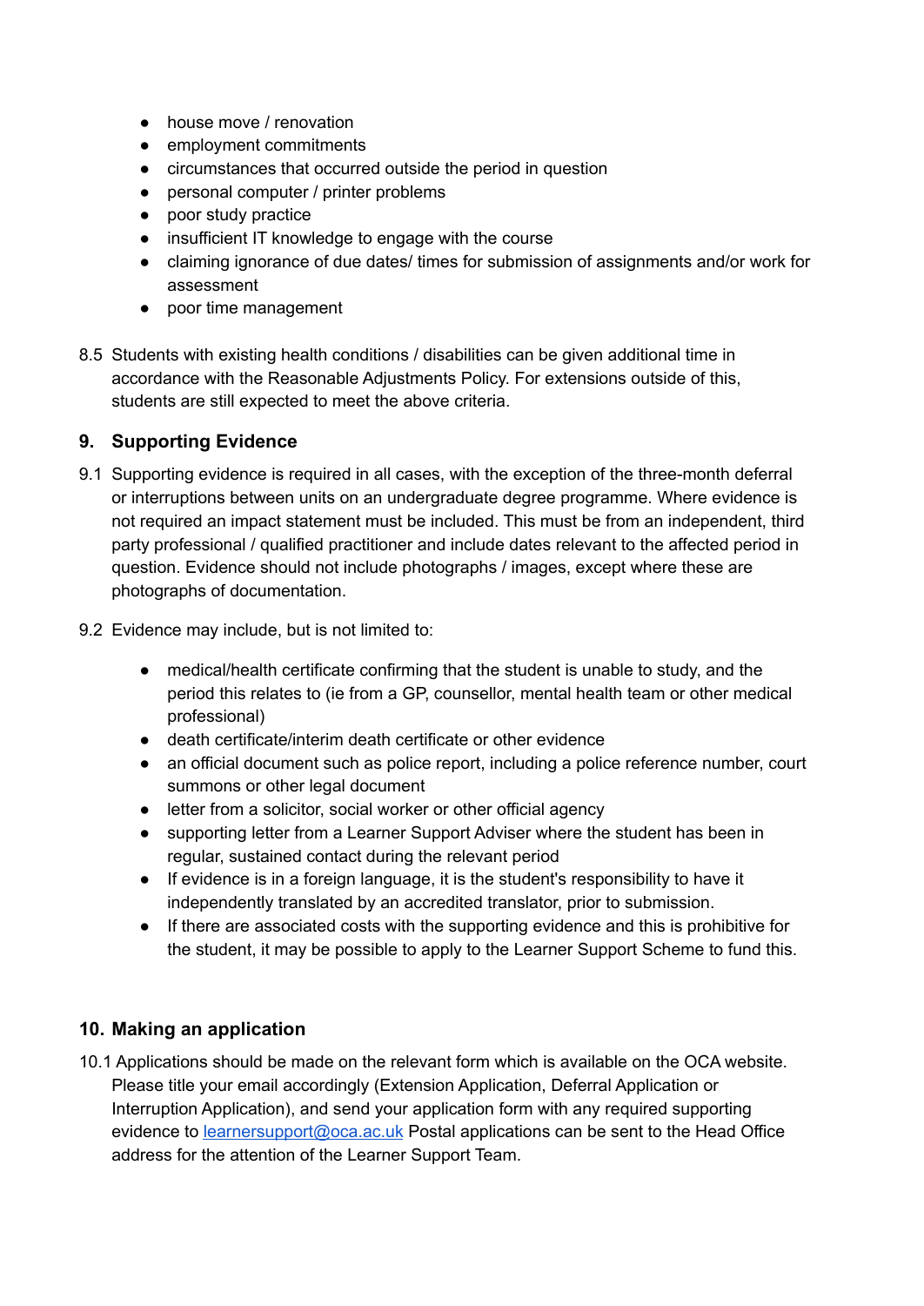- house move / renovation
- employment commitments
- circumstances that occurred outside the period in question
- personal computer / printer problems
- poor study practice
- insufficient IT knowledge to engage with the course
- claiming ignorance of due dates/ times for submission of assignments and/or work for assessment
- poor time management

8.5 Students with existing health conditions / disabilities can be given additional time in accordance with the Reasonable Adjustments Policy. For extensions outside of this, students are still expected to meet the above criteria.

## 9. Supporting Evidence

9.1 Supporting evidence is required in all cases, with the exception of the three-month deferral or interruptions between units on an undergraduate degree programme. Where evidence is not required an impact statement must be included. This must be from an independent, third party professional / qualified practitioner and include dates relevant to the affected period in question. Evidence should not include photographs / images, except where these are photographs of documentation.

9.2 Evidence may include, but is not limited to:

- medical/health certificate confirming that the student is unable to study, and the period this relates to (ie from a GP, counsellor, mental health team or other medical professional)
- death certificate/interim death certificate or other evidence
- an official document such as police report, including a police reference number, court summons or other legal document
- letter from a solicitor, social worker or other official agency
- supporting letter from a Learner Support Adviser where the student has been in regular, sustained contact during the relevant period
- If evidence is in a foreign language, it is the student's responsibility to have it independently translated by an accredited translator, prior to submission.
- If there are associated costs with the supporting evidence and this is prohibitive for the student, it may be possible to apply to the Learner Support Scheme to fund this.

## 10. Making an application

10.1 Applications should be made on the relevant form which is available on the OCA website. Please title your email accordingly (Extension Application, Deferral Application or Interruption Application), and send your application form with any required supporting evidence to learnersupport@oca.ac.uk Postal applications can be sent to the Head Office address for the attention of the Learner Support Team.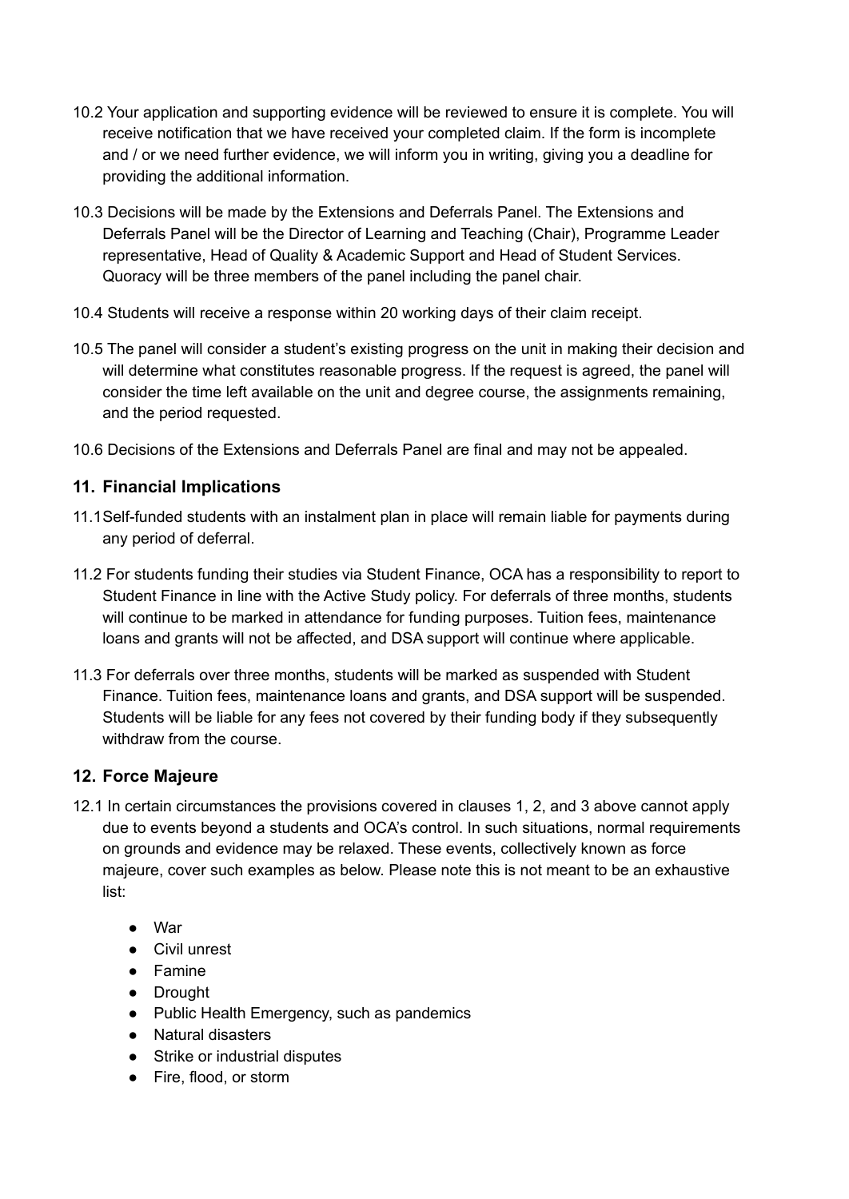10.2 Your application and supporting evidence will be reviewed to ensure it is complete. You will receive notification that we have received your completed claim. If the form is incomplete and / or we need further evidence, we will inform you in writing, giving you a deadline for providing the additional information.

10.3 Decisions will be made by the Extensions and Deferrals Panel. The Extensions and Deferrals Panel will be the Director of Learning and Teaching (Chair), Programme Leader representative, Head of Quality & Academic Support and Head of Student Services. Quoracy will be three members of the panel including the panel chair.

10.4 Students will receive a response within 20 working days of their claim receipt.

10.5 The panel will consider a student's existing progress on the unit in making their decision and will determine what constitutes reasonable progress. If the request is agreed, the panel will consider the time left available on the unit and degree course, the assignments remaining, and the period requested.

10.6 Decisions of the Extensions and Deferrals Panel are final and may not be appealed.

## 11. Financial Implications

11.1Self-funded students with an instalment plan in place will remain liable for payments during any period of deferral.

11.2 For students funding their studies via Student Finance, OCA has a responsibility to report to Student Finance in line with the Active Study policy. For deferrals of three months, students will continue to be marked in attendance for funding purposes. Tuition fees, maintenance loans and grants will not be affected, and DSA support will continue where applicable.

11.3 For deferrals over three months, students will be marked as suspended with Student Finance. Tuition fees, maintenance loans and grants, and DSA support will be suspended. Students will be liable for any fees not covered by their funding body if they subsequently withdraw from the course.

## 12. Force Majeure

12.1 In certain circumstances the provisions covered in clauses 1, 2, and 3 above cannot apply due to events beyond a students and OCA's control. In such situations, normal requirements on grounds and evidence may be relaxed. These events, collectively known as force majeure, cover such examples as below. Please note this is not meant to be an exhaustive list:

- War
- Civil unrest
- Famine
- Drought
- Public Health Emergency, such as pandemics
- Natural disasters
- Strike or industrial disputes
- Fire, flood, or storm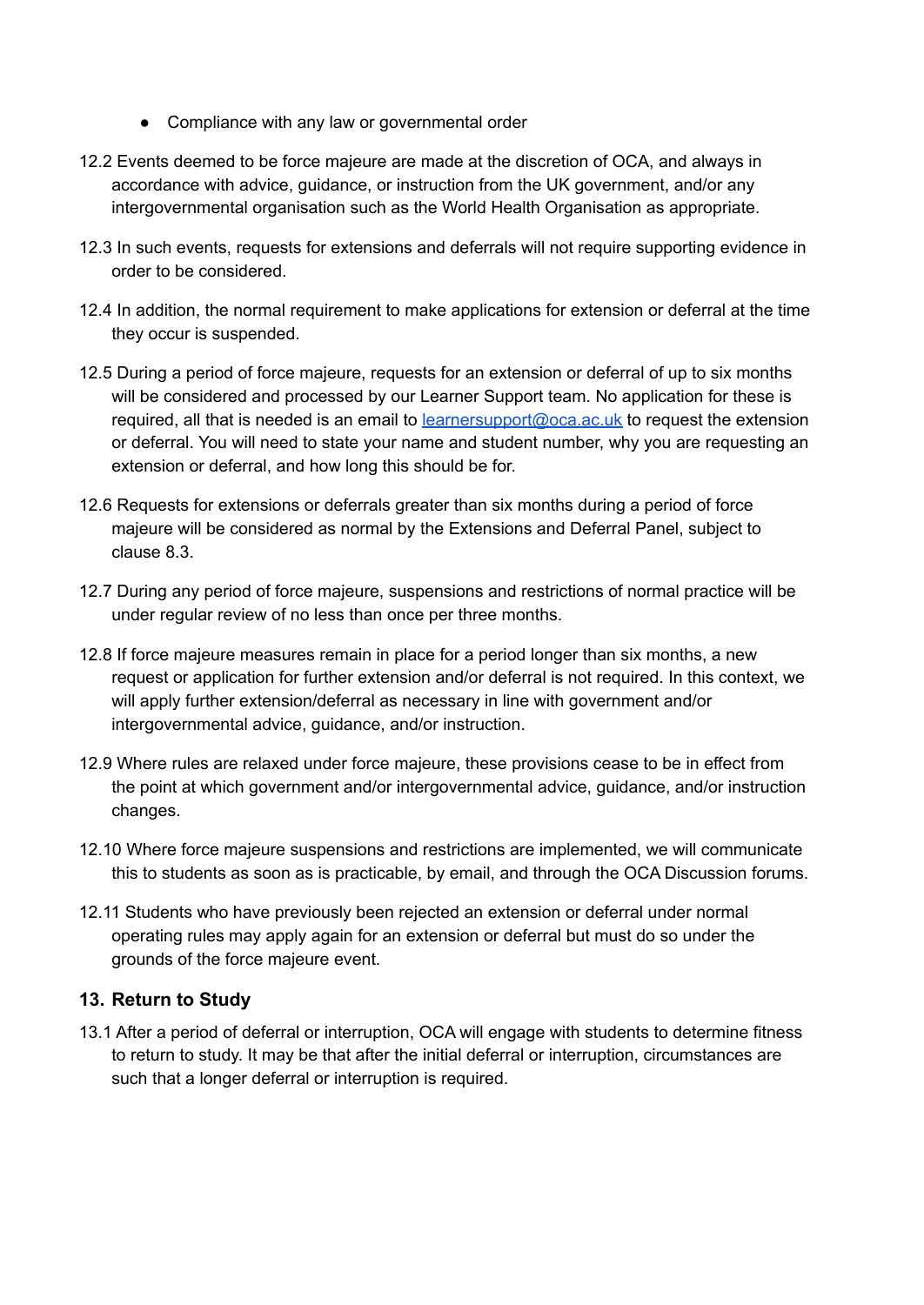- Compliance with any law or governmental order

12.2 Events deemed to be force majeure are made at the discretion of OCA, and always in accordance with advice, guidance, or instruction from the UK government, and/or any intergovernmental organisation such as the World Health Organisation as appropriate.

12.3 In such events, requests for extensions and deferrals will not require supporting evidence in order to be considered.

12.4 In addition, the normal requirement to make applications for extension or deferral at the time they occur is suspended.

12.5 During a period of force majeure, requests for an extension or deferral of up to six months will be considered and processed by our Learner Support team. No application for these is required, all that is needed is an email to [learnersupport@oca.ac.uk](mailto:learnersupport@oca.ac.uk) to request the extension or deferral. You will need to state your name and student number, why you are requesting an extension or deferral, and how long this should be for.

12.6 Requests for extensions or deferrals greater than six months during a period of force majeure will be considered as normal by the Extensions and Deferral Panel, subject to clause 8.3.

12.7 During any period of force majeure, suspensions and restrictions of normal practice will be under regular review of no less than once per three months.

12.8 If force majeure measures remain in place for a period longer than six months, a new request or application for further extension and/or deferral is not required. In this context, we will apply further extension/deferral as necessary in line with government and/or intergovernmental advice, guidance, and/or instruction.

12.9 Where rules are relaxed under force majeure, these provisions cease to be in effect from the point at which government and/or intergovernmental advice, guidance, and/or instruction changes.

12.10 Where force majeure suspensions and restrictions are implemented, we will communicate this to students as soon as is practicable, by email, and through the OCA Discussion forums.

12.11 Students who have previously been rejected an extension or deferral under normal operating rules may apply again for an extension or deferral but must do so under the grounds of the force majeure event.

## 13. Return to Study

13.1 After a period of deferral or interruption, OCA will engage with students to determine fitness to return to study. It may be that after the initial deferral or interruption, circumstances are such that a longer deferral or interruption is required.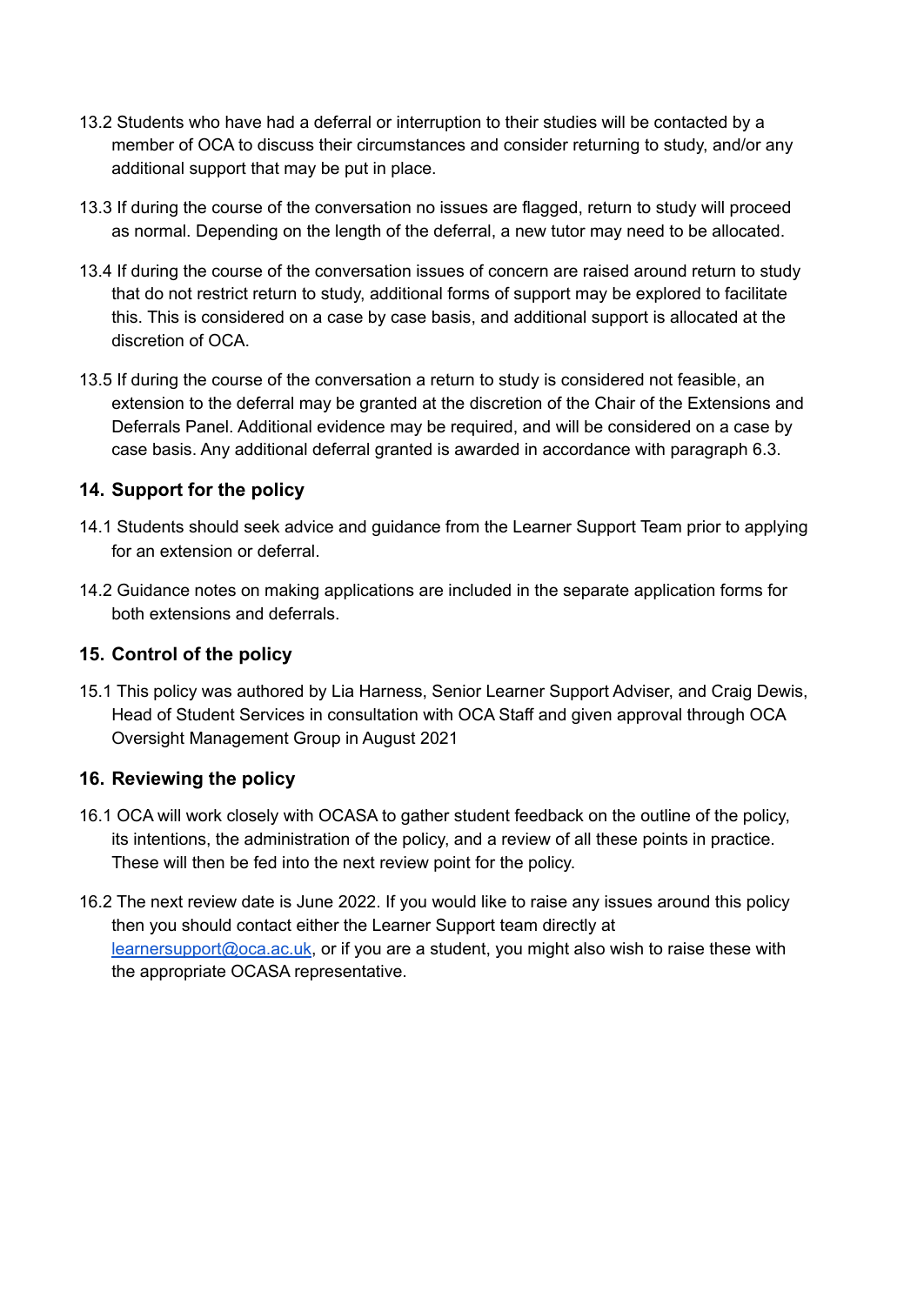13.2 Students who have had a deferral or interruption to their studies will be contacted by a member of OCA to discuss their circumstances and consider returning to study, and/or any additional support that may be put in place.

13.3 If during the course of the conversation no issues are flagged, return to study will proceed as normal. Depending on the length of the deferral, a new tutor may need to be allocated.

13.4 If during the course of the conversation issues of concern are raised around return to study that do not restrict return to study, additional forms of support may be explored to facilitate this. This is considered on a case by case basis, and additional support is allocated at the discretion of OCA.

13.5 If during the course of the conversation a return to study is considered not feasible, an extension to the deferral may be granted at the discretion of the Chair of the Extensions and Deferrals Panel. Additional evidence may be required, and will be considered on a case by case basis. Any additional deferral granted is awarded in accordance with paragraph 6.3.

## 14. Support for the policy

14.1 Students should seek advice and guidance from the Learner Support Team prior to applying for an extension or deferral.

14.2 Guidance notes on making applications are included in the separate application forms for both extensions and deferrals.

## 15. Control of the policy

15.1 This policy was authored by Lia Harness, Senior Learner Support Adviser, and Craig Dewis, Head of Student Services in consultation with OCA Staff and given approval through OCA Oversight Management Group in August 2021

## 16. Reviewing the policy

16.1 OCA will work closely with OCASA to gather student feedback on the outline of the policy, its intentions, the administration of the policy, and a review of all these points in practice. These will then be fed into the next review point for the policy.

16.2 The next review date is June 2022. If you would like to raise any issues around this policy then you should contact either the Learner Support team directly at learnersupport@oca.ac.uk, or if you are a student, you might also wish to raise these with the appropriate OCASA representative.